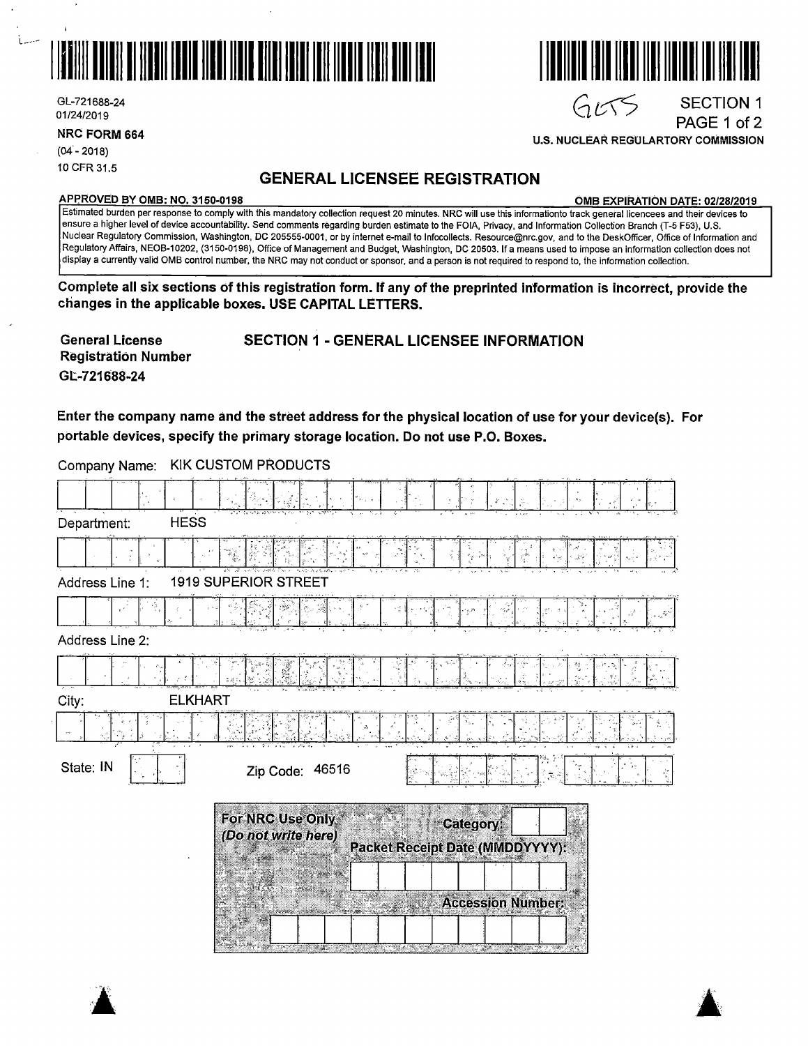GL-721688-24
01/24/2019

**NRC FORM 664**
(04 - 2018)
10 CFR 31.5

GLTS

SECTION 1
PAGE 1 of 2
U.S. NUCLEAR REGULARTORY COMMISSION

# GENERAL LICENSEE REGISTRATION

**APPROVED BY OMB: NO. 3150-0198** **OMB EXPIRATION DATE: 02/28/2019**

Estimated burden per response to comply with this mandatory collection request 20 minutes. NRC will use this informationto track general licencees and their devices to ensure a higher level of device accountability. Send comments regarding burden estimate to the FOIA, Privacy, and Information Collection Branch (T-5 F53), U.S. Nuclear Regulatory Commission, Washington, DC 205555-0001, or by internet e-mail to Infocollects. Resource@nrc.gov, and to the DeskOfficer, Office of Information and Regulatory Affairs, NEOB-10202, (3150-0198), Office of Management and Budget, Washington, DC 20503. If a means used to impose an information collection does not display a currently valid OMB control number, the NRC may not conduct or sponsor, and a person is not required to respond to, the information collection.

**Complete all six sections of this registration form. If any of the preprinted information is incorrect, provide the changes in the applicable boxes. USE CAPITAL LETTERS.**

**General License Registration Number**
**GL-721688-24**

## SECTION 1 - GENERAL LICENSEE INFORMATION

**Enter the company name and the street address for the physical location of use for your device(s). For portable devices, specify the primary storage location. Do not use P.O. Boxes.**

Company Name: KIK CUSTOM PRODUCTS

Department: HESS

Address Line 1: 1919 SUPERIOR STREET

Address Line 2:

City: ELKHART

State: IN

Zip Code: 46516

**For NRC Use Only**
***(Do not write here)***

**Category:**

**Packet Receipt Date (MMDDYYYY):**

**Accession Number:**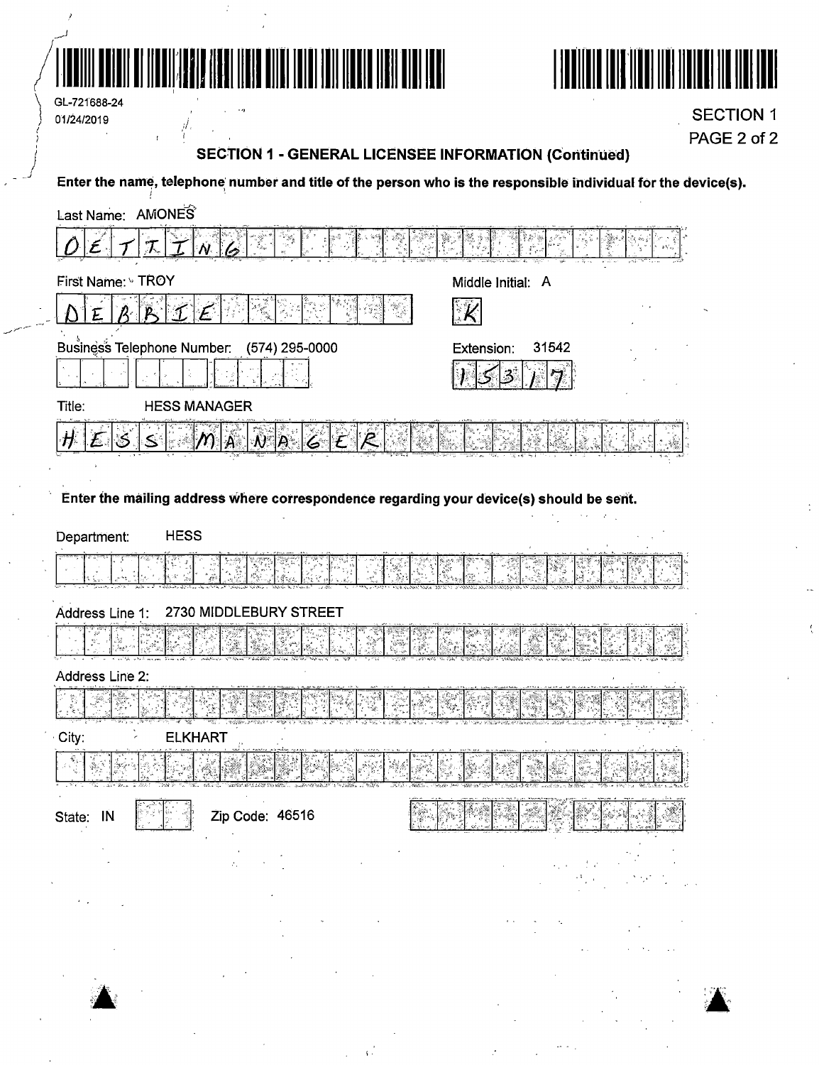GL-721688-24
01/24/2019

SECTION 1
PAGE 2 of 2

## SECTION 1 - GENERAL LICENSEE INFORMATION (Continued)

**Enter the name, telephone number and title of the person who is the responsible individual for the device(s).**

Last Name: AMONES

OETTING

First Name: TROY

DEBBIE

Middle Initial: A

K

Business Telephone Number: (574) 295-0000

Extension: 31542

15317

Title: HESS MANAGER

HESS MANAGER

**Enter the mailing address where correspondence regarding your device(s) should be sent.**

Department: HESS

Address Line 1: 2730 MIDDLEBURY STREET

Address Line 2:

City: ELKHART

State: IN

Zip Code: 46516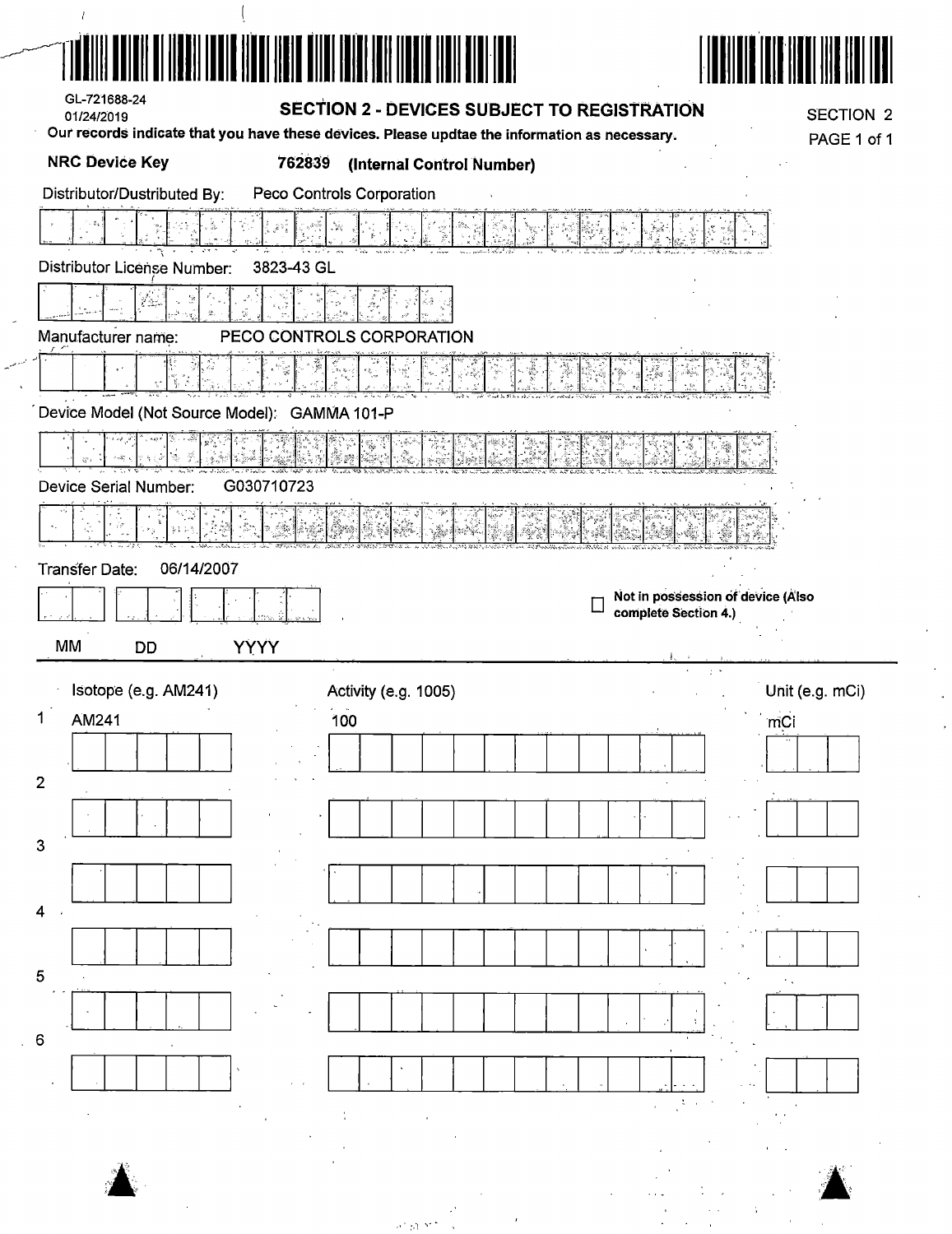GL-721688-24
01/24/2019

## SECTION 2 - DEVICES SUBJECT TO REGISTRATION

SECTION 2
PAGE 1 of 1

**Our records indicate that you have these devices. Please updtae the information as necessary.**

**NRC Device Key** **762839 (Internal Control Number)**

Distributor/Dustributed By: Peco Controls Corporation

Distributor License Number: 3823-43 GL

Manufacturer name: PECO CONTROLS CORPORATION

Device Model (Not Source Model): GAMMA 101-P

Device Serial Number: G030710723

Transfer Date: 06/14/2007

MM DD YYYY

☐ Not in possession of device (Also complete Section 4.)

| | Isotope (e.g. AM241) | Activity (e.g. 1005) | Unit (e.g. mCi) |
|---|---|---|---|
| 1 | AM241 | 100 | mCi |
| 2 | | | |
| 3 | | | |
| 4 | | | |
| 5 | | | |
| 6 | | | |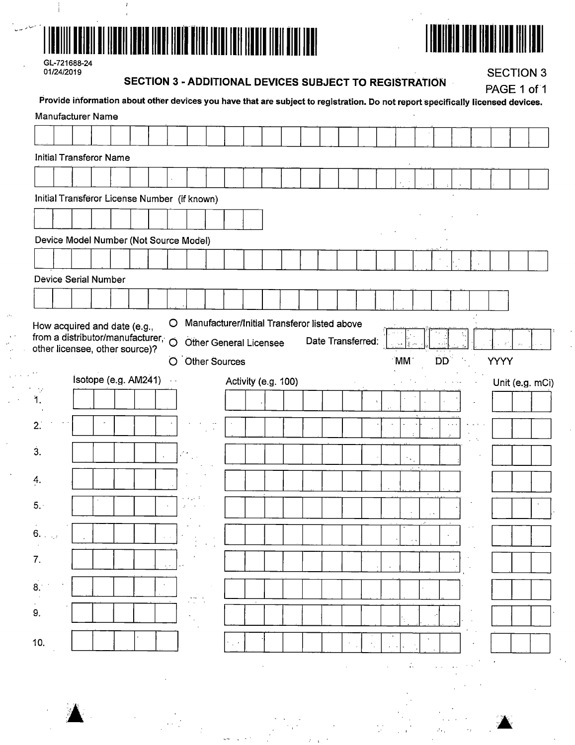GL-721688-24
01/24/2019

## SECTION 3 - ADDITIONAL DEVICES SUBJECT TO REGISTRATION

SECTION 3
PAGE 1 of 1

**Provide information about other devices you have that are subject to registration. Do not report specifically licensed devices.**

Manufacturer Name

Initial Transferor Name

Initial Transferor License Number (if known)

Device Model Number (Not Source Model)

Device Serial Number

How acquired and date (e.g., from a distributor/manufacturer, other licensee, other source)?

- ○ Manufacturer/Initial Transferor listed above
- ○ Other General Licensee
- ○ Other Sources

Date Transferred: MM DD YYYY

| | Isotope (e.g. AM241) | Activity (e.g. 100) | Unit (e.g. mCi) |
|---|---|---|---|
| 1. | | | |
| 2. | | | |
| 3. | | | |
| 4. | | | |
| 5. | | | |
| 6. | | | |
| 7. | | | |
| 8. | | | |
| 9. | | | |
| 10. | | | |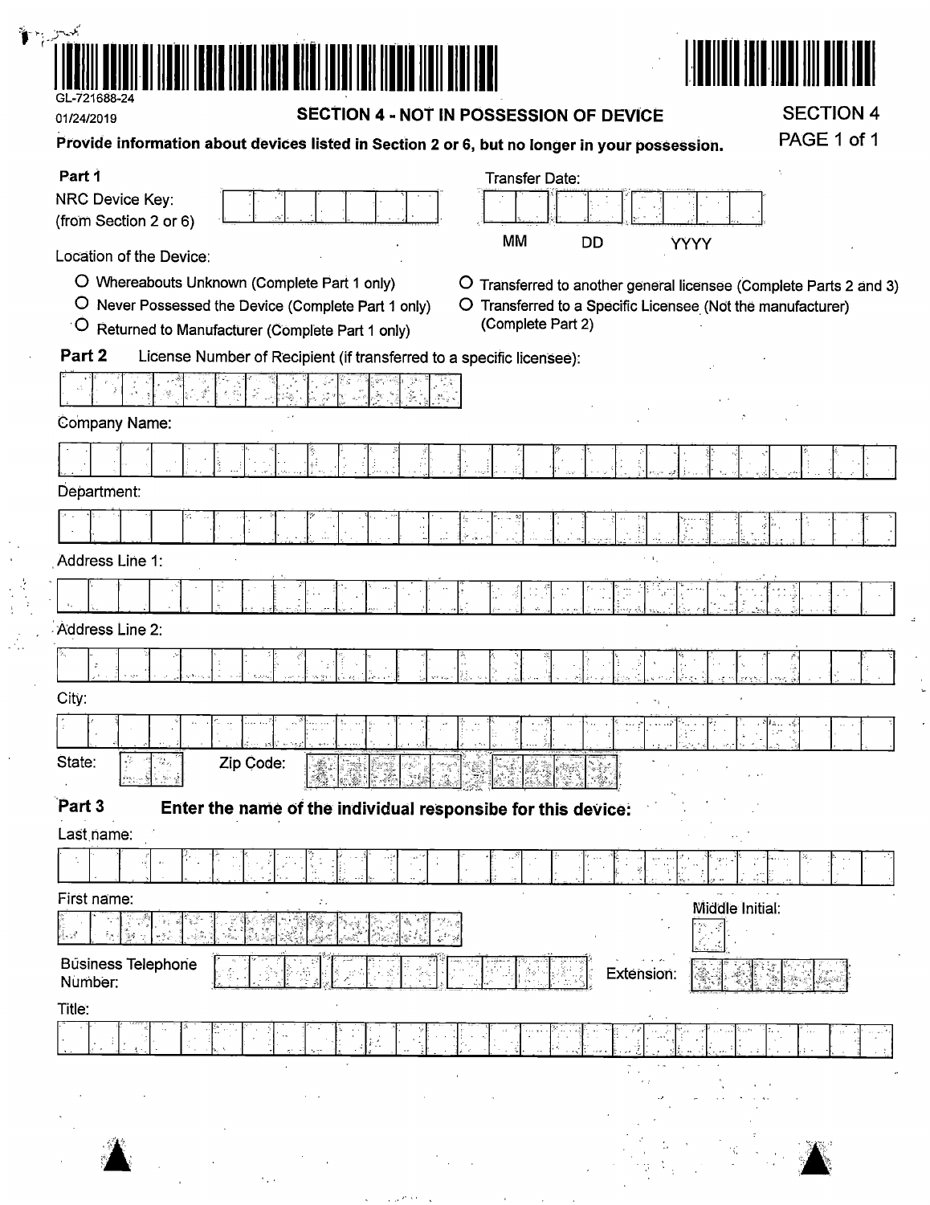GL-721688-24

01/24/2019

## SECTION 4 - NOT IN POSSESSION OF DEVICE

**SECTION 4**

**Provide information about devices listed in Section 2 or 6, but no longer in your possession.**

**Part 1**

NRC Device Key: (from Section 2 or 6)

Transfer Date: MM DD YYYY

Location of the Device:

- O Whereabouts Unknown (Complete Part 1 only)
- O Never Possessed the Device (Complete Part 1 only)
- O Returned to Manufacturer (Complete Part 1 only)
- O Transferred to another general licensee (Complete Parts 2 and 3)
- O Transferred to a Specific Licensee (Not the manufacturer) (Complete Part 2)

**Part 2** License Number of Recipient (if transferred to a specific licensee):

Company Name:

Department:

Address Line 1:

Address Line 2:

City:

State: Zip Code:

**Part 3** **Enter the name of the individual responsibe for this device:**

Last name:

First name: Middle Initial:

Business Telephone Number: Extension:

Title: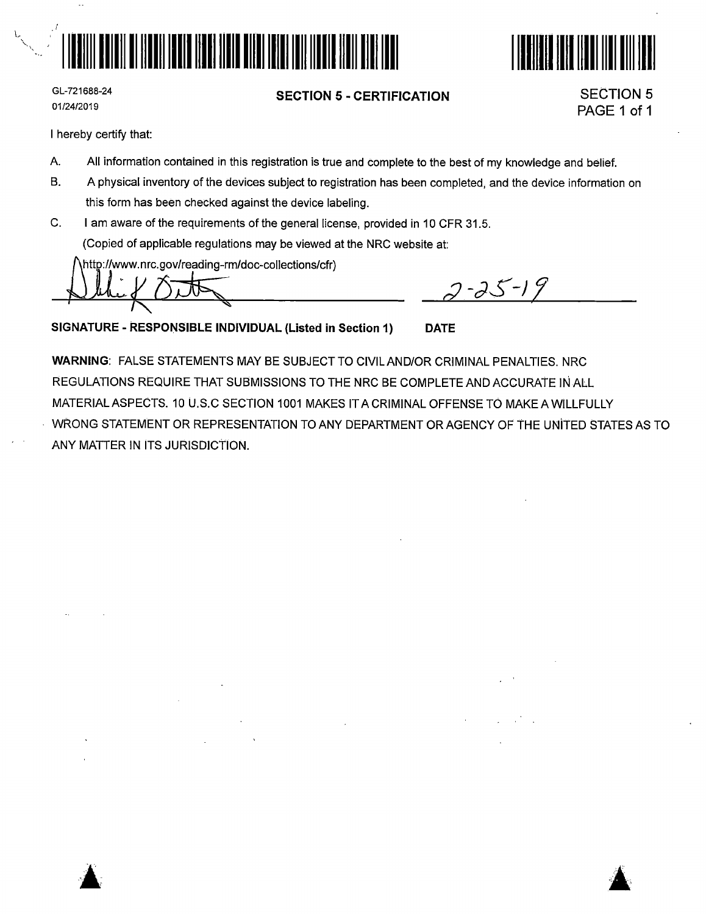GL-721688-24
01/24/2019

## SECTION 5 - CERTIFICATION

SECTION 5
PAGE 1 of 1

I hereby certify that:

A. All information contained in this registration is true and complete to the best of my knowledge and belief.

B. A physical inventory of the devices subject to registration has been completed, and the device information on this form has been checked against the device labeling.

C. I am aware of the requirements of the general license, provided in 10 CFR 31.5.
(Copied of applicable regulations may be viewed at the NRC website at:
http://www.nrc.gov/reading-rm/doc-collections/cfr)

[Signature] 2-25-19

**SIGNATURE - RESPONSIBLE INDIVIDUAL (Listed in Section 1)** **DATE**

**WARNING**: FALSE STATEMENTS MAY BE SUBJECT TO CIVIL AND/OR CRIMINAL PENALTIES. NRC REGULATIONS REQUIRE THAT SUBMISSIONS TO THE NRC BE COMPLETE AND ACCURATE IN ALL MATERIAL ASPECTS. 10 U.S.C SECTION 1001 MAKES IT A CRIMINAL OFFENSE TO MAKE A WILLFULLY WRONG STATEMENT OR REPRESENTATION TO ANY DEPARTMENT OR AGENCY OF THE UNITED STATES AS TO ANY MATTER IN ITS JURISDICTION.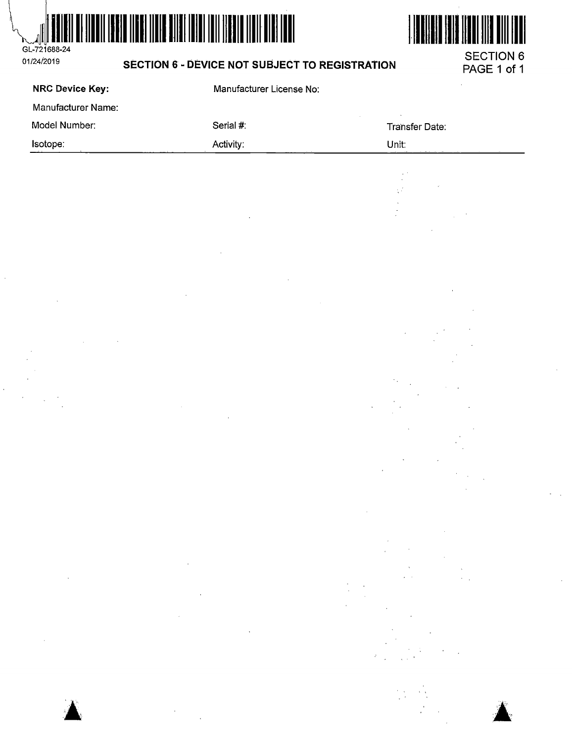GL-721688-24

01/24/2019

## SECTION 6 - DEVICE NOT SUBJECT TO REGISTRATION

SECTION 6
PAGE 1 of 1

| | | |
|---|---|---|
| **NRC Device Key:** | Manufacturer License No: | |
| Manufacturer Name: | | |
| Model Number: | Serial #: | Transfer Date: |
| Isotope: | Activity: | Unit: |